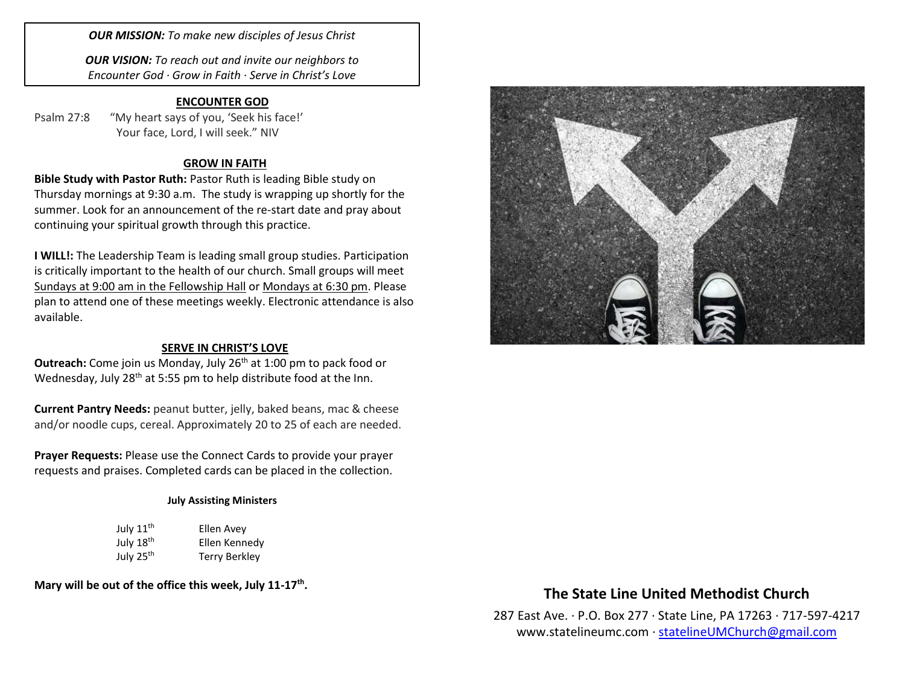***OUR MISSION:*** *To make new disciples of Jesus Christ*

***OUR VISION:*** *To reach out and invite our neighbors to Encounter God · Grow in Faith · Serve in Christ's Love*

## ENCOUNTER GOD

Psalm 27:8 "My heart says of you, 'Seek his face!' Your face, Lord, I will seek." NIV

## GROW IN FAITH

**Bible Study with Pastor Ruth:** Pastor Ruth is leading Bible study on Thursday mornings at 9:30 a.m. The study is wrapping up shortly for the summer. Look for an announcement of the re-start date and pray about continuing your spiritual growth through this practice.

**I WILL!:** The Leadership Team is leading small group studies. Participation is critically important to the health of our church. Small groups will meet Sundays at 9:00 am in the Fellowship Hall or Mondays at 6:30 pm. Please plan to attend one of these meetings weekly. Electronic attendance is also available.

## SERVE IN CHRIST'S LOVE

**Outreach:** Come join us Monday, July 26th at 1:00 pm to pack food or Wednesday, July 28th at 5:55 pm to help distribute food at the Inn.

**Current Pantry Needs:** peanut butter, jelly, baked beans, mac & cheese and/or noodle cups, cereal. Approximately 20 to 25 of each are needed.

**Prayer Requests:** Please use the Connect Cards to provide your prayer requests and praises. Completed cards can be placed in the collection.

**July Assisting Ministers**

| | |
|---|---|
| July 11th | Ellen Avey |
| July 18th | Ellen Kennedy |
| July 25th | Terry Berkley |

**Mary will be out of the office this week, July 11-17th.**

## The State Line United Methodist Church

287 East Ave. · P.O. Box 277 · State Line, PA 17263 · 717-597-4217
www.statelineumc.com · statelineUMChurch@gmail.com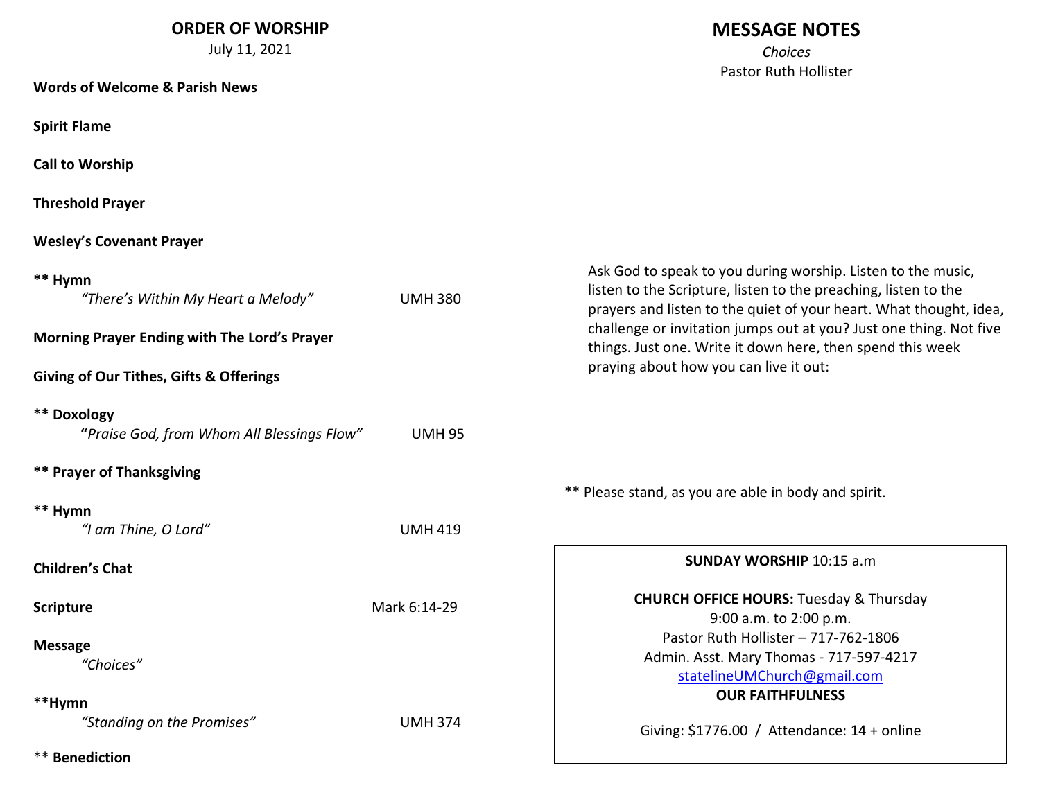## ORDER OF WORSHIP

July 11, 2021

**Words of Welcome & Parish News**

**Spirit Flame**

**Call to Worship**

**Threshold Prayer**

**Wesley's Covenant Prayer**

**\*\* Hymn**
*"There's Within My Heart a Melody"* UMH 380

**Morning Prayer Ending with The Lord's Prayer**

**Giving of Our Tithes, Gifts & Offerings**

**\*\* Doxology**
**"***Praise God, from Whom All Blessings Flow"* UMH 95

**\*\* Prayer of Thanksgiving**

**\*\* Hymn**
*"I am Thine, O Lord"* UMH 419

**Children's Chat**

**Scripture** Mark 6:14-29

**Message**
*"Choices"*

**\*\*Hymn**
*"Standing on the Promises"* UMH 374

\*\* **Benediction**

## MESSAGE NOTES

*Choices*

Pastor Ruth Hollister

Ask God to speak to you during worship. Listen to the music, listen to the Scripture, listen to the preaching, listen to the prayers and listen to the quiet of your heart. What thought, idea, challenge or invitation jumps out at you? Just one thing. Not five things. Just one. Write it down here, then spend this week praying about how you can live it out:

\*\* Please stand, as you are able in body and spirit.

**SUNDAY WORSHIP** 10:15 a.m

**CHURCH OFFICE HOURS:** Tuesday & Thursday
9:00 a.m. to 2:00 p.m.
Pastor Ruth Hollister – 717-762-1806
Admin. Asst. Mary Thomas - 717-597-4217
statelineUMChurch@gmail.com

**OUR FAITHFULNESS**

Giving: $1776.00 / Attendance: 14 + online